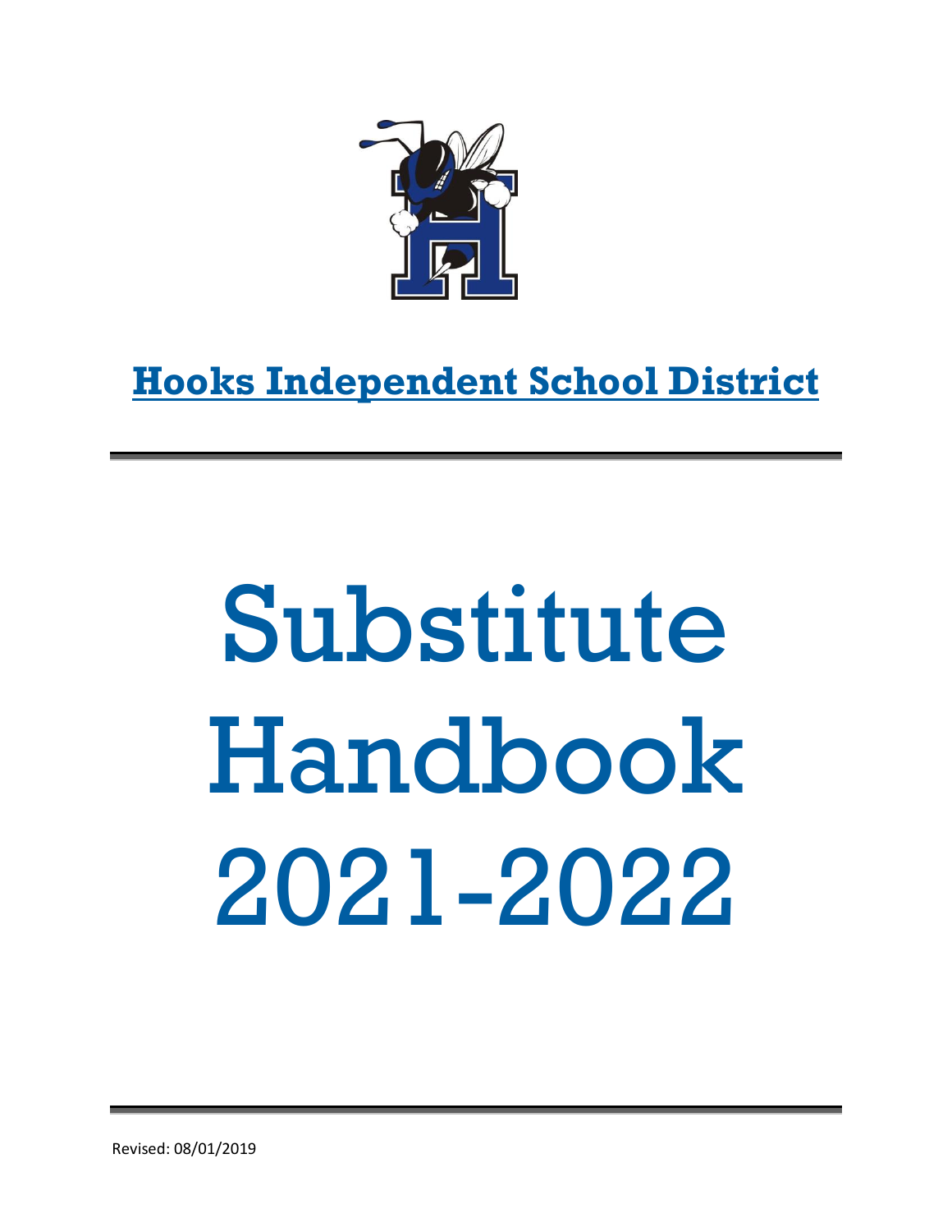# Hooks Independent School District

# Substitute Handbook 2021-2022

Revised: 08/01/2019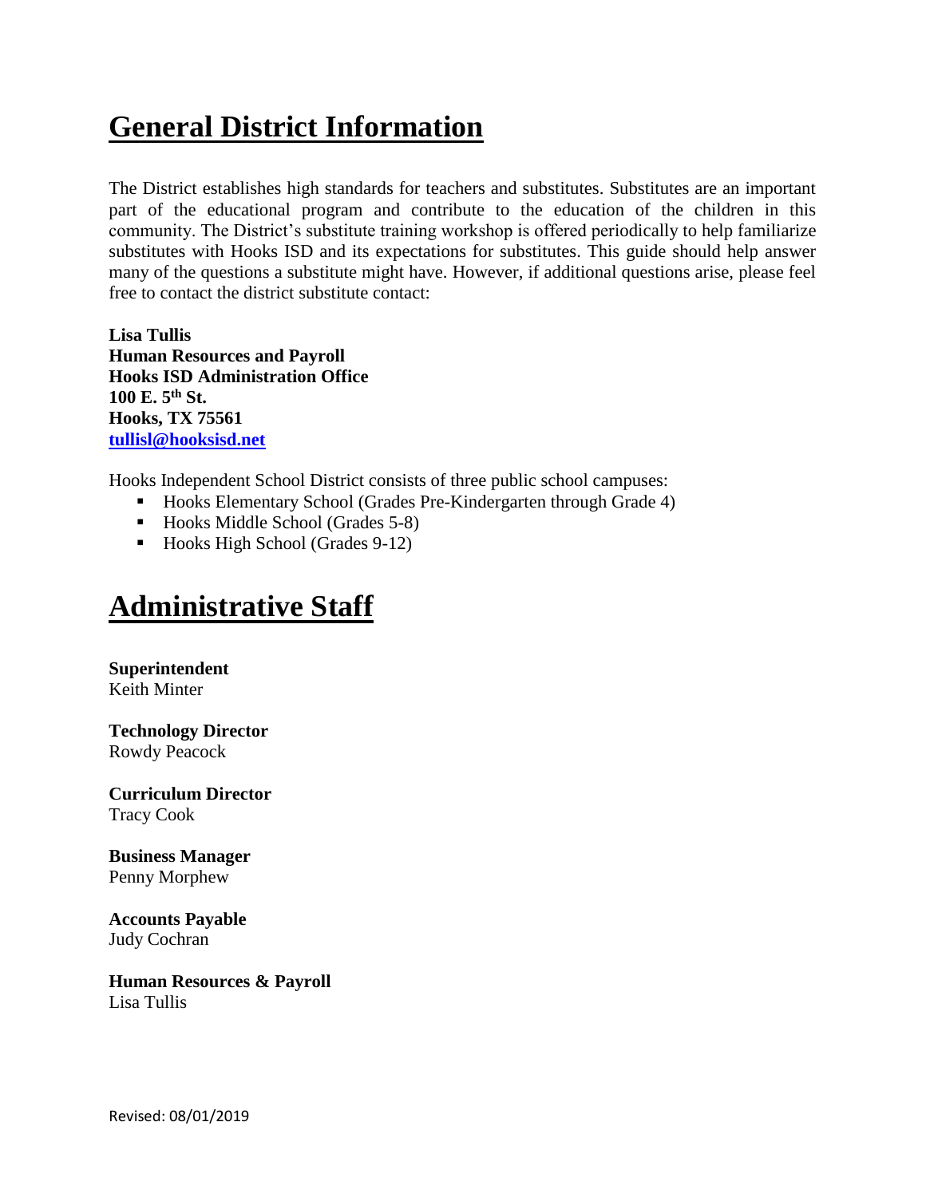# General District Information

The District establishes high standards for teachers and substitutes. Substitutes are an important part of the educational program and contribute to the education of the children in this community. The District's substitute training workshop is offered periodically to help familiarize substitutes with Hooks ISD and its expectations for substitutes. This guide should help answer many of the questions a substitute might have. However, if additional questions arise, please feel free to contact the district substitute contact:

**Lisa Tullis**
**Human Resources and Payroll**
**Hooks ISD Administration Office**
**100 E. 5th St.**
**Hooks, TX 75561**
**[tullisl@hooksisd.net](mailto:tullisl@hooksisd.net)**

Hooks Independent School District consists of three public school campuses:

- Hooks Elementary School (Grades Pre-Kindergarten through Grade 4)
- Hooks Middle School (Grades 5-8)
- Hooks High School (Grades 9-12)

# Administrative Staff

**Superintendent**
Keith Minter

**Technology Director**
Rowdy Peacock

**Curriculum Director**
Tracy Cook

**Business Manager**
Penny Morphew

**Accounts Payable**
Judy Cochran

**Human Resources & Payroll**
Lisa Tullis

Revised: 08/01/2019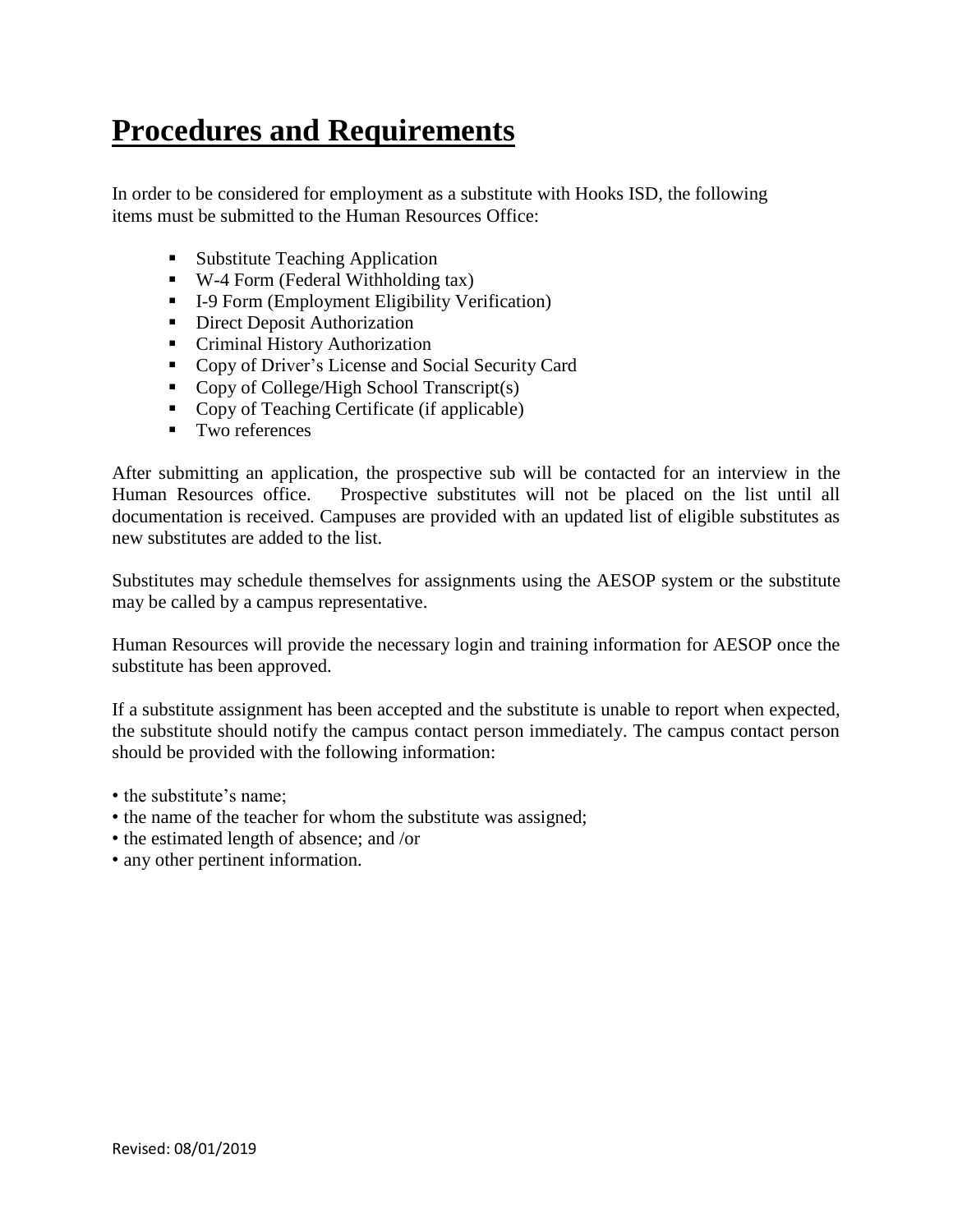# Procedures and Requirements

In order to be considered for employment as a substitute with Hooks ISD, the following items must be submitted to the Human Resources Office:

- Substitute Teaching Application
- W-4 Form (Federal Withholding tax)
- I-9 Form (Employment Eligibility Verification)
- Direct Deposit Authorization
- Criminal History Authorization
- Copy of Driver's License and Social Security Card
- Copy of College/High School Transcript(s)
- Copy of Teaching Certificate (if applicable)
- Two references

After submitting an application, the prospective sub will be contacted for an interview in the Human Resources office. Prospective substitutes will not be placed on the list until all documentation is received. Campuses are provided with an updated list of eligible substitutes as new substitutes are added to the list.

Substitutes may schedule themselves for assignments using the AESOP system or the substitute may be called by a campus representative.

Human Resources will provide the necessary login and training information for AESOP once the substitute has been approved.

If a substitute assignment has been accepted and the substitute is unable to report when expected, the substitute should notify the campus contact person immediately. The campus contact person should be provided with the following information:

- the substitute's name;
- the name of the teacher for whom the substitute was assigned;
- the estimated length of absence; and /or
- any other pertinent information.

Revised: 08/01/2019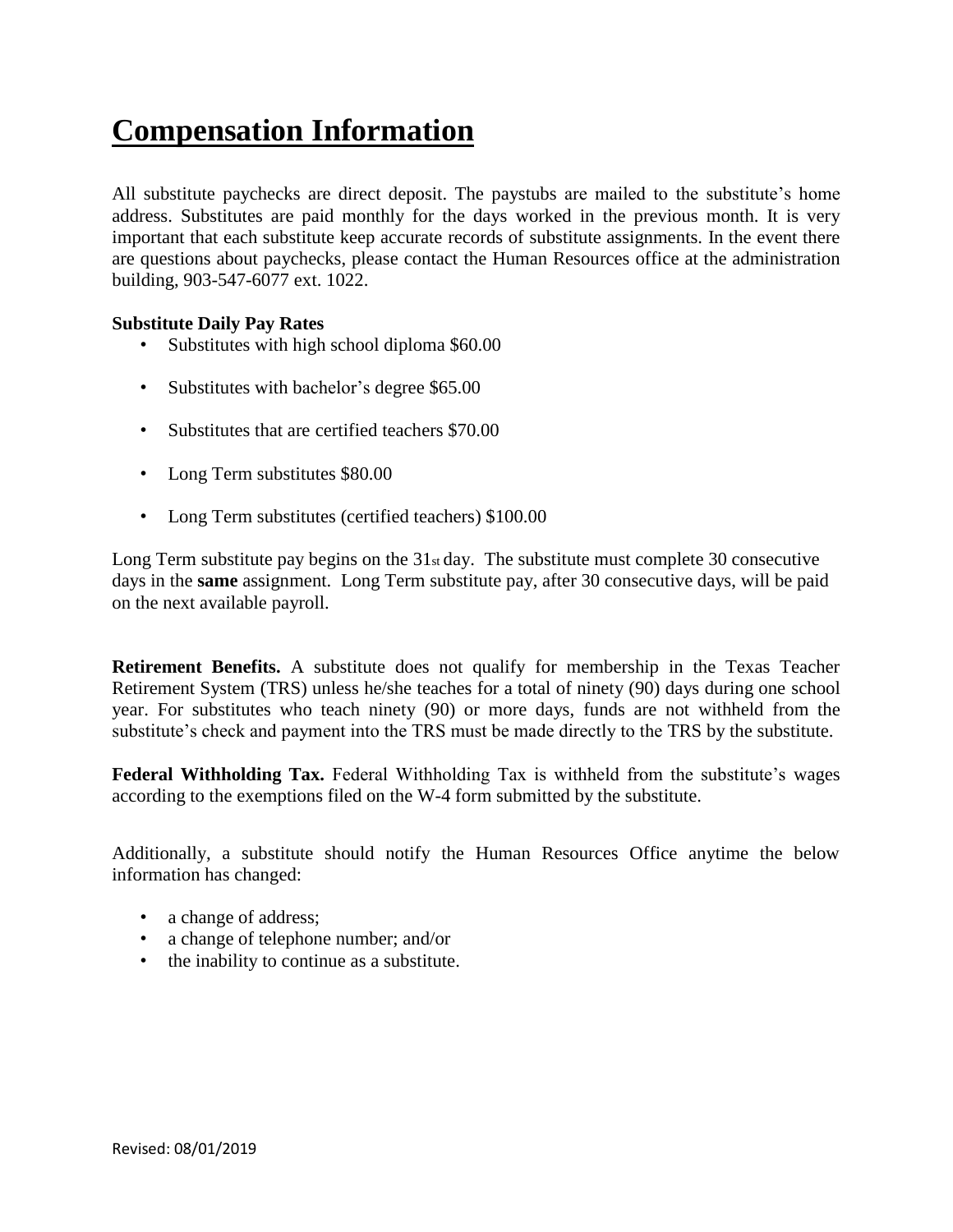# Compensation Information

All substitute paychecks are direct deposit. The paystubs are mailed to the substitute's home address. Substitutes are paid monthly for the days worked in the previous month. It is very important that each substitute keep accurate records of substitute assignments. In the event there are questions about paychecks, please contact the Human Resources office at the administration building, 903-547-6077 ext. 1022.

**Substitute Daily Pay Rates**

- Substitutes with high school diploma $60.00
- Substitutes with bachelor's degree $65.00
- Substitutes that are certified teachers $70.00
- Long Term substitutes $80.00
- Long Term substitutes (certified teachers) $100.00

Long Term substitute pay begins on the 31st day. The substitute must complete 30 consecutive days in the **same** assignment. Long Term substitute pay, after 30 consecutive days, will be paid on the next available payroll.

**Retirement Benefits.** A substitute does not qualify for membership in the Texas Teacher Retirement System (TRS) unless he/she teaches for a total of ninety (90) days during one school year. For substitutes who teach ninety (90) or more days, funds are not withheld from the substitute's check and payment into the TRS must be made directly to the TRS by the substitute.

**Federal Withholding Tax.** Federal Withholding Tax is withheld from the substitute's wages according to the exemptions filed on the W-4 form submitted by the substitute.

Additionally, a substitute should notify the Human Resources Office anytime the below information has changed:

- a change of address;
- a change of telephone number; and/or
- the inability to continue as a substitute.

Revised: 08/01/2019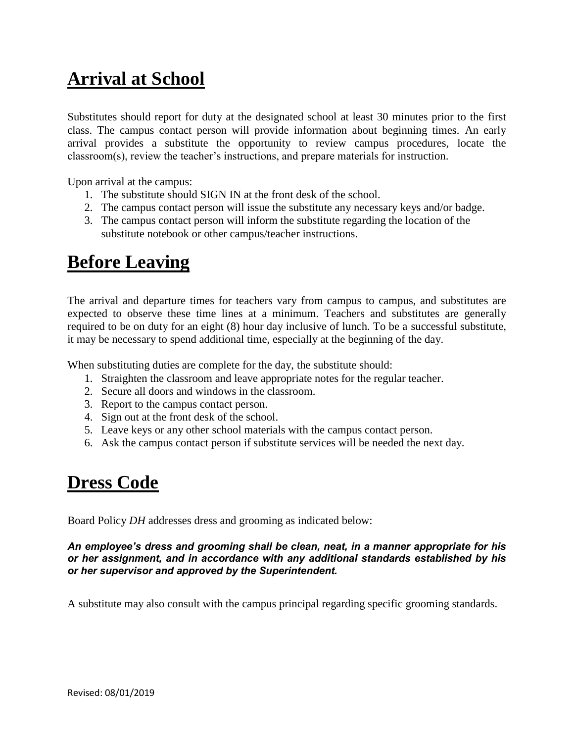# Arrival at School

Substitutes should report for duty at the designated school at least 30 minutes prior to the first class. The campus contact person will provide information about beginning times. An early arrival provides a substitute the opportunity to review campus procedures, locate the classroom(s), review the teacher's instructions, and prepare materials for instruction.

Upon arrival at the campus:

1. The substitute should SIGN IN at the front desk of the school.
2. The campus contact person will issue the substitute any necessary keys and/or badge.
3. The campus contact person will inform the substitute regarding the location of the substitute notebook or other campus/teacher instructions.

# Before Leaving

The arrival and departure times for teachers vary from campus to campus, and substitutes are expected to observe these time lines at a minimum. Teachers and substitutes are generally required to be on duty for an eight (8) hour day inclusive of lunch. To be a successful substitute, it may be necessary to spend additional time, especially at the beginning of the day.

When substituting duties are complete for the day, the substitute should:

1. Straighten the classroom and leave appropriate notes for the regular teacher.
2. Secure all doors and windows in the classroom.
3. Report to the campus contact person.
4. Sign out at the front desk of the school.
5. Leave keys or any other school materials with the campus contact person.
6. Ask the campus contact person if substitute services will be needed the next day.

# Dress Code

Board Policy *DH* addresses dress and grooming as indicated below:

***An employee's dress and grooming shall be clean, neat, in a manner appropriate for his or her assignment, and in accordance with any additional standards established by his or her supervisor and approved by the Superintendent.***

A substitute may also consult with the campus principal regarding specific grooming standards.

Revised: 08/01/2019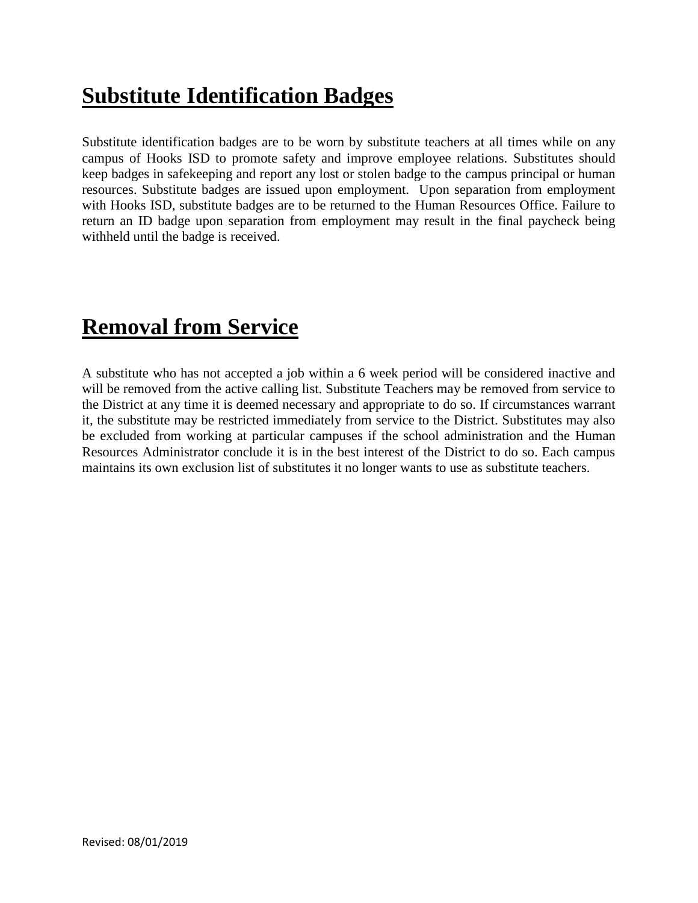# **Substitute Identification Badges**

Substitute identification badges are to be worn by substitute teachers at all times while on any campus of Hooks ISD to promote safety and improve employee relations. Substitutes should keep badges in safekeeping and report any lost or stolen badge to the campus principal or human resources. Substitute badges are issued upon employment. Upon separation from employment with Hooks ISD, substitute badges are to be returned to the Human Resources Office. Failure to return an ID badge upon separation from employment may result in the final paycheck being withheld until the badge is received.

# **Removal from Service**

A substitute who has not accepted a job within a 6 week period will be considered inactive and will be removed from the active calling list. Substitute Teachers may be removed from service to the District at any time it is deemed necessary and appropriate to do so. If circumstances warrant it, the substitute may be restricted immediately from service to the District. Substitutes may also be excluded from working at particular campuses if the school administration and the Human Resources Administrator conclude it is in the best interest of the District to do so. Each campus maintains its own exclusion list of substitutes it no longer wants to use as substitute teachers.

Revised: 08/01/2019